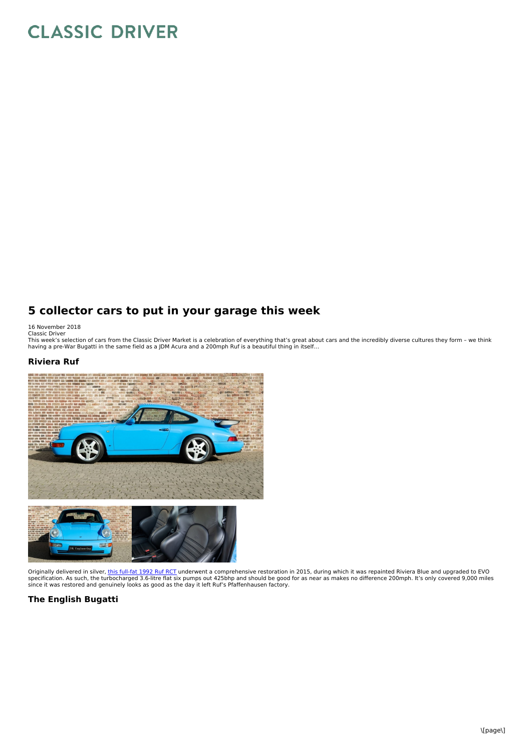# CLASSIC DRIVER

## 5 collector cars to put in your garage this week

16 November 2018
Classic Driver
This week's selection of cars from the Classic Driver Market is a celebration of everything that's great about cars and the incredibly diverse cultures they form – we think having a pre-War Bugatti in the same field as a JDM Acura and a 200mph Ruf is a beautiful thing in itself…

### Riviera Ruf

Originally delivered in silver, this full-fat 1992 Ruf RCT underwent a comprehensive restoration in 2015, during which it was repainted Riviera Blue and upgraded to EVO specification. As such, the turbocharged 3.6-litre flat six pumps out 425bhp and should be good for as near as makes no difference 200mph. It's only covered 9,000 miles since it was restored and genuinely looks as good as the day it left Ruf's Pfaffenhausen factory.

### The English Bugatti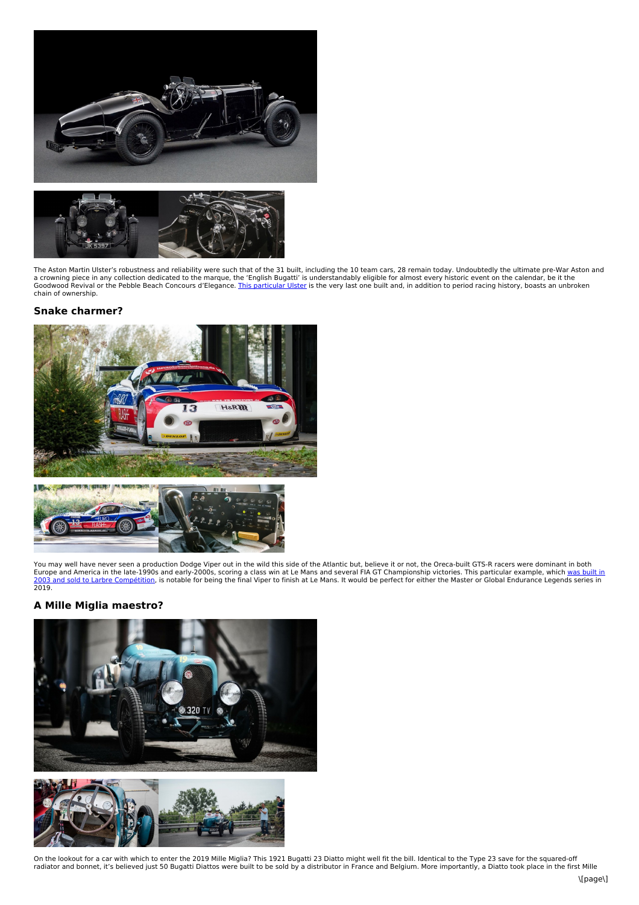The Aston Martin Ulster's robustness and reliability were such that of the 31 built, including the 10 team cars, 28 remain today. Undoubtedly the ultimate pre-War Aston and a crowning piece in any collection dedicated to the marque, the 'English Bugatti' is understandably eligible for almost every historic event on the calendar, be it the Goodwood Revival or the Pebble Beach Concours d'Elegance. This particular Ulster is the very last one built and, in addition to period racing history, boasts an unbroken chain of ownership.

### Snake charmer?

You may well have never seen a production Dodge Viper out in the wild this side of the Atlantic but, believe it or not, the Oreca-built GTS-R racers were dominant in both Europe and America in the late-1990s and early-2000s, scoring a class win at Le Mans and several FIA GT Championship victories. This particular example, which was built in 2003 and sold to Larbre Compétition, is notable for being the final Viper to finish at Le Mans. It would be perfect for either the Master or Global Endurance Legends series in 2019.

### A Mille Miglia maestro?

On the lookout for a car with which to enter the 2019 Mille Miglia? This 1921 Bugatti 23 Diatto might well fit the bill. Identical to the Type 23 save for the squared-off radiator and bonnet, it's believed just 50 Bugatti Diattos were built to be sold by a distributor in France and Belgium. More importantly, a Diatto took place in the first Mille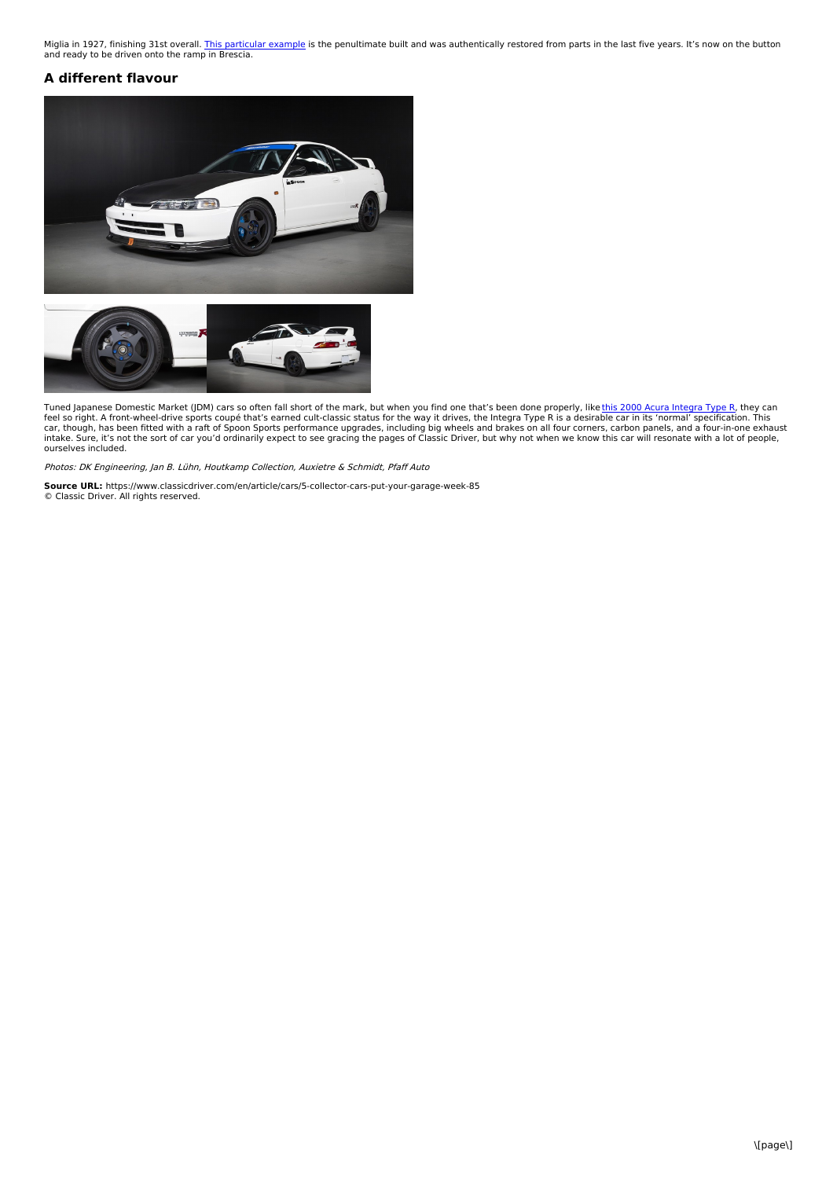Miglia in 1927, finishing 31st overall. This particular example is the penultimate built and was authentically restored from parts in the last five years. It's now on the button and ready to be driven onto the ramp in Brescia.

## A different flavour

Tuned Japanese Domestic Market (JDM) cars so often fall short of the mark, but when you find one that's been done properly, like this 2000 Acura Integra Type R, they can feel so right. A front-wheel-drive sports coupé that's earned cult-classic status for the way it drives, the Integra Type R is a desirable car in its 'normal' specification. This car, though, has been fitted with a raft of Spoon Sports performance upgrades, including big wheels and brakes on all four corners, carbon panels, and a four-in-one exhaust intake. Sure, it's not the sort of car you'd ordinarily expect to see gracing the pages of Classic Driver, but why not when we know this car will resonate with a lot of people, ourselves included.

*Photos: DK Engineering, Jan B. Lühn, Houtkamp Collection, Auxietre & Schmidt, Pfaff Auto*

**Source URL:** https://www.classicdriver.com/en/article/cars/5-collector-cars-put-your-garage-week-85
© Classic Driver. All rights reserved.